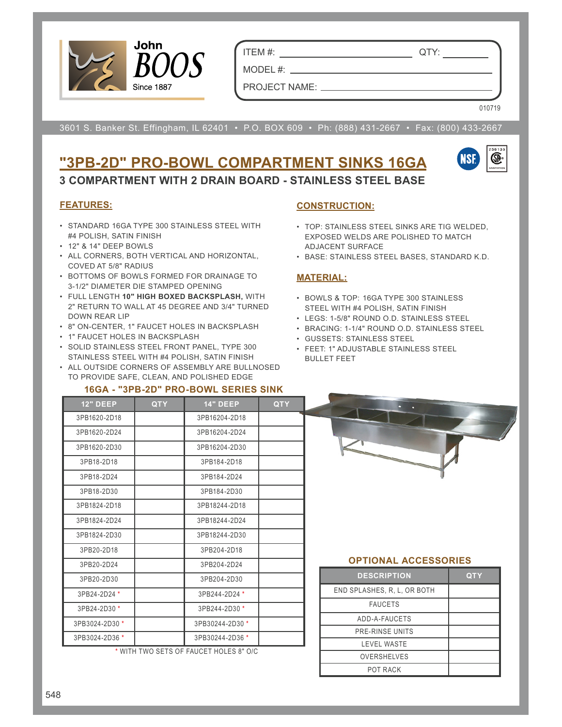John BOOS
Since 1887

ITEM #: ______________________ QTY: __________

MODEL #: ______________________________________

PROJECT NAME: _________________________________

010719

3601 S. Banker St. Effingham, IL 62401 • P.O. BOX 609 • Ph: (888) 431-2667 • Fax: (800) 433-2667

# "3PB-2D" PRO-BOWL COMPARTMENT SINKS 16GA

## 3 COMPARTMENT WITH 2 DRAIN BOARD - STAINLESS STEEL BASE

### FEATURES:

- STANDARD 16GA TYPE 300 STAINLESS STEEL WITH #4 POLISH, SATIN FINISH
- 12" & 14" DEEP BOWLS
- ALL CORNERS, BOTH VERTICAL AND HORIZONTAL, COVED AT 5/8" RADIUS
- BOTTOMS OF BOWLS FORMED FOR DRAINAGE TO 3-1/2" DIAMETER DIE STAMPED OPENING
- FULL LENGTH **10" HIGH BOXED BACKSPLASH,** WITH 2" RETURN TO WALL AT 45 DEGREE AND 3/4" TURNED DOWN REAR LIP
- 8" ON-CENTER, 1" FAUCET HOLES IN BACKSPLASH
- 1" FAUCET HOLES IN BACKSPLASH
- SOLID STAINLESS STEEL FRONT PANEL, TYPE 300 STAINLESS STEEL WITH #4 POLISH, SATIN FINISH
- ALL OUTSIDE CORNERS OF ASSEMBLY ARE BULLNOSED TO PROVIDE SAFE, CLEAN, AND POLISHED EDGE

### CONSTRUCTION:

- TOP: STAINLESS STEEL SINKS ARE TIG WELDED, EXPOSED WELDS ARE POLISHED TO MATCH ADJACENT SURFACE
- BASE: STAINLESS STEEL BASES, STANDARD K.D.

### MATERIAL:

- BOWLS & TOP: 16GA TYPE 300 STAINLESS STEEL WITH #4 POLISH, SATIN FINISH
- LEGS: 1-5/8" ROUND O.D. STAINLESS STEEL
- BRACING: 1-1/4" ROUND O.D. STAINLESS STEEL
- GUSSETS: STAINLESS STEEL
- FEET: 1" ADJUSTABLE STAINLESS STEEL BULLET FEET

### 16GA - "3PB-2D" PRO-BOWL SERIES SINK

| 12" DEEP | QTY | 14" DEEP | QTY |
|---|---|---|---|
| 3PB1620-2D18 | | 3PB16204-2D18 | |
| 3PB1620-2D24 | | 3PB16204-2D24 | |
| 3PB1620-2D30 | | 3PB16204-2D30 | |
| 3PB18-2D18 | | 3PB184-2D18 | |
| 3PB18-2D24 | | 3PB184-2D24 | |
| 3PB18-2D30 | | 3PB184-2D30 | |
| 3PB1824-2D18 | | 3PB18244-2D18 | |
| 3PB1824-2D24 | | 3PB18244-2D24 | |
| 3PB1824-2D30 | | 3PB18244-2D30 | |
| 3PB20-2D18 | | 3PB204-2D18 | |
| 3PB20-2D24 | | 3PB204-2D24 | |
| 3PB20-2D30 | | 3PB204-2D30 | |
| 3PB24-2D24 * | | 3PB244-2D24 * | |
| 3PB24-2D30 * | | 3PB244-2D30 * | |
| 3PB3024-2D30 * | | 3PB30244-2D30 * | |
| 3PB3024-2D36 * | | 3PB30244-2D36 * | |

* WITH TWO SETS OF FAUCET HOLES 8" O/C

### OPTIONAL ACCESSORIES

| DESCRIPTION | QTY |
|---|---|
| END SPLASHES, R, L, OR BOTH | |
| FAUCETS | |
| ADD-A-FAUCETS | |
| PRE-RINSE UNITS | |
| LEVEL WASTE | |
| OVERSHELVES | |
| POT RACK | |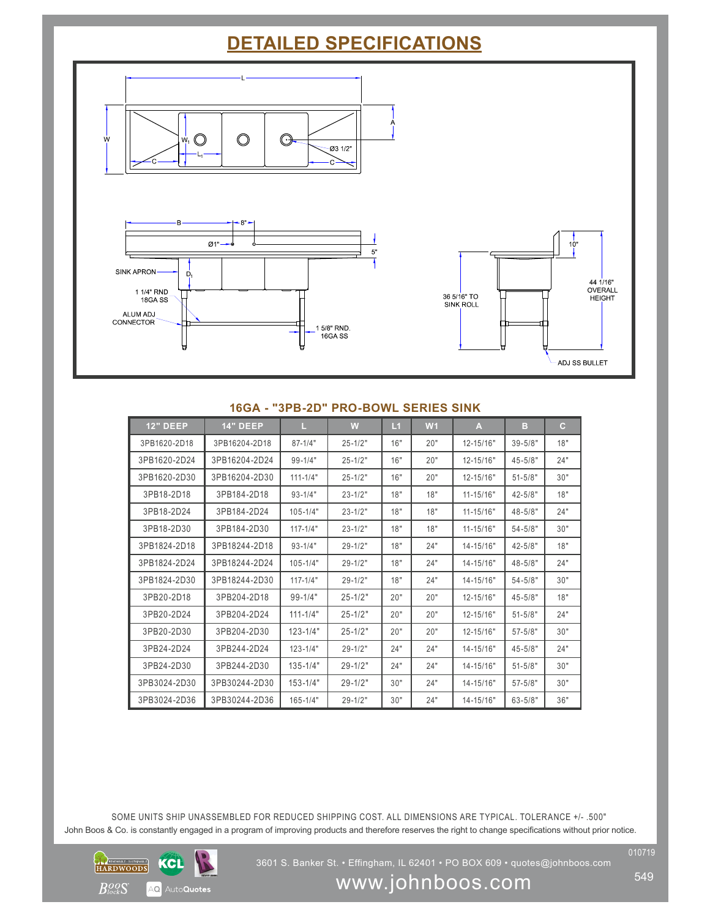# DETAILED SPECIFICATIONS

L

W

$W_1$

$L_1$

C

C

A

Ø3 1/2"

B

8"

Ø1"

5"

SINK APRON

$D_1$

1 1/4" RND 18GA SS

ALUM ADJ CONNECTOR

1 5/8" RND. 16GA SS

10"

36 5/16" TO SINK ROLL

44 1/16" OVERALL HEIGHT

ADJ SS BULLET

## 16GA - "3PB-2D" PRO-BOWL SERIES SINK

| 12" DEEP | 14" DEEP | L | W | L1 | W1 | A | B | C |
|---|---|---|---|---|---|---|---|---|
| 3PB1620-2D18 | 3PB16204-2D18 | 87-1/4" | 25-1/2" | 16" | 20" | 12-15/16" | 39-5/8" | 18" |
| 3PB1620-2D24 | 3PB16204-2D24 | 99-1/4" | 25-1/2" | 16" | 20" | 12-15/16" | 45-5/8" | 24" |
| 3PB1620-2D30 | 3PB16204-2D30 | 111-1/4" | 25-1/2" | 16" | 20" | 12-15/16" | 51-5/8" | 30" |
| 3PB18-2D18 | 3PB184-2D18 | 93-1/4" | 23-1/2" | 18" | 18" | 11-15/16" | 42-5/8" | 18" |
| 3PB18-2D24 | 3PB184-2D24 | 105-1/4" | 23-1/2" | 18" | 18" | 11-15/16" | 48-5/8" | 24" |
| 3PB18-2D30 | 3PB184-2D30 | 117-1/4" | 23-1/2" | 18" | 18" | 11-15/16" | 54-5/8" | 30" |
| 3PB1824-2D18 | 3PB18244-2D18 | 93-1/4" | 29-1/2" | 18" | 24" | 14-15/16" | 42-5/8" | 18" |
| 3PB1824-2D24 | 3PB18244-2D24 | 105-1/4" | 29-1/2" | 18" | 24" | 14-15/16" | 48-5/8" | 24" |
| 3PB1824-2D30 | 3PB18244-2D30 | 117-1/4" | 29-1/2" | 18" | 24" | 14-15/16" | 54-5/8" | 30" |
| 3PB20-2D18 | 3PB204-2D18 | 99-1/4" | 25-1/2" | 20" | 20" | 12-15/16" | 45-5/8" | 18" |
| 3PB20-2D24 | 3PB204-2D24 | 111-1/4" | 25-1/2" | 20" | 20" | 12-15/16" | 51-5/8" | 24" |
| 3PB20-2D30 | 3PB204-2D30 | 123-1/4" | 25-1/2" | 20" | 20" | 12-15/16" | 57-5/8" | 30" |
| 3PB24-2D24 | 3PB244-2D24 | 123-1/4" | 29-1/2" | 24" | 24" | 14-15/16" | 45-5/8" | 24" |
| 3PB24-2D30 | 3PB244-2D30 | 135-1/4" | 29-1/2" | 24" | 24" | 14-15/16" | 51-5/8" | 30" |
| 3PB3024-2D30 | 3PB30244-2D30 | 153-1/4" | 29-1/2" | 30" | 24" | 14-15/16" | 57-5/8" | 30" |
| 3PB3024-2D36 | 3PB30244-2D36 | 165-1/4" | 29-1/2" | 30" | 24" | 14-15/16" | 63-5/8" | 36" |

SOME UNITS SHIP UNASSEMBLED FOR REDUCED SHIPPING COST. ALL DIMENSIONS ARE TYPICAL. TOLERANCE +/- .500"

John Boos & Co. is constantly engaged in a program of improving products and therefore reserves the right to change specifications without prior notice.

3601 S. Banker St. • Effingham, IL 62401 • PO BOX 609 • quotes@johnboos.com

www.johnboos.com

010719